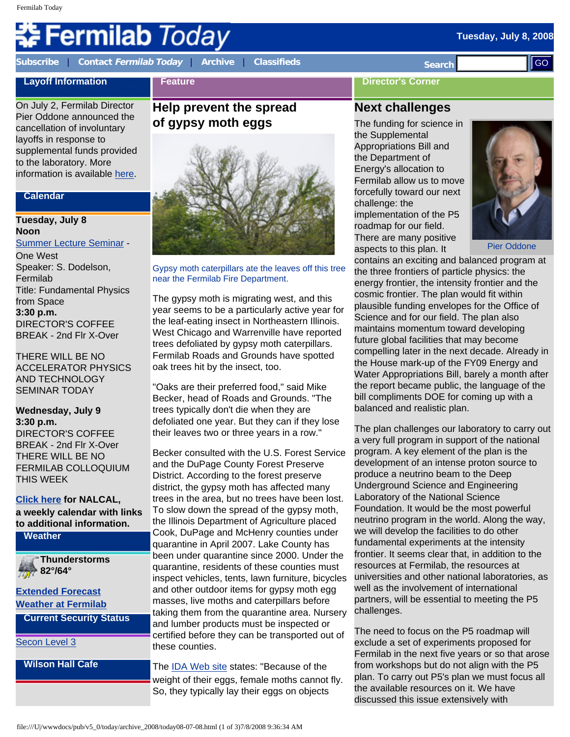# Fermilab Today

Tuesday, July 8, 2008

Subscribe | Contact *Fermilab Today* | Archive | Classifieds

Search GO

## Layoff Information

On July 2, Fermilab Director Pier Oddone announced the cancellation of involuntary layoffs in response to supplemental funds provided to the laboratory. More information is available here.

## Calendar

**Tuesday, July 8**
**Noon**
Summer Lecture Seminar - One West
Speaker: S. Dodelson, Fermilab
Title: Fundamental Physics from Space
**3:30 p.m.**
DIRECTOR'S COFFEE BREAK - 2nd Flr X-Over

THERE WILL BE NO ACCELERATOR PHYSICS AND TECHNOLOGY SEMINAR TODAY

**Wednesday, July 9**
**3:30 p.m.**
DIRECTOR'S COFFEE BREAK - 2nd Flr X-Over
THERE WILL BE NO FERMILAB COLLOQUIUM THIS WEEK

**Click here for NALCAL, a weekly calendar with links to additional information.**

## Weather

**Thunderstorms 82°/64°**

Extended Forecast
Weather at Fermilab

## Current Security Status

Secon Level 3

## Wilson Hall Cafe

## Feature

### Help prevent the spread of gypsy moth eggs

Gypsy moth caterpillars ate the leaves off this tree near the Fermilab Fire Department.

The gypsy moth is migrating west, and this year seems to be a particularly active year for the leaf-eating insect in Northeastern Illinois. West Chicago and Warrenville have reported trees defoliated by gypsy moth caterpillars. Fermilab Roads and Grounds have spotted oak trees hit by the insect, too.

"Oaks are their preferred food," said Mike Becker, head of Roads and Grounds. "The trees typically don't die when they are defoliated one year. But they can if they lose their leaves two or three years in a row."

Becker consulted with the U.S. Forest Service and the DuPage County Forest Preserve District. According to the forest preserve district, the gypsy moth has affected many trees in the area, but no trees have been lost. To slow down the spread of the gypsy moth, the Illinois Department of Agriculture placed Cook, DuPage and McHenry counties under quarantine in April 2007. Lake County has been under quarantine since 2000. Under the quarantine, residents of these counties must inspect vehicles, tents, lawn furniture, bicycles and other outdoor items for gypsy moth egg masses, live moths and caterpillars before taking them from the quarantine area. Nursery and lumber products must be inspected or certified before they can be transported out of these counties.

The IDA Web site states: "Because of the weight of their eggs, female moths cannot fly. So, they typically lay their eggs on objects

## Director's Corner

### Next challenges

Pier Oddone

The funding for science in the Supplemental Appropriations Bill and the Department of Energy's allocation to Fermilab allow us to move forcefully toward our next challenge: the implementation of the P5 roadmap for our field. There are many positive aspects to this plan. It contains an exciting and balanced program at the three frontiers of particle physics: the energy frontier, the intensity frontier and the cosmic frontier. The plan would fit within plausible funding envelopes for the Office of Science and for our field. The plan also maintains momentum toward developing future global facilities that may become compelling later in the next decade. Already in the House mark-up of the FY09 Energy and Water Appropriations Bill, barely a month after the report became public, the language of the bill compliments DOE for coming up with a balanced and realistic plan.

The plan challenges our laboratory to carry out a very full program in support of the national program. A key element of the plan is the development of an intense proton source to produce a neutrino beam to the Deep Underground Science and Engineering Laboratory of the National Science Foundation. It would be the most powerful neutrino program in the world. Along the way, we will develop the facilities to do other fundamental experiments at the intensity frontier. It seems clear that, in addition to the resources at Fermilab, the resources at universities and other national laboratories, as well as the involvement of international partners, will be essential to meeting the P5 challenges.

The need to focus on the P5 roadmap will exclude a set of experiments proposed for Fermilab in the next five years or so that arose from workshops but do not align with the P5 plan. To carry out P5's plan we must focus all the available resources on it. We have discussed this issue extensively with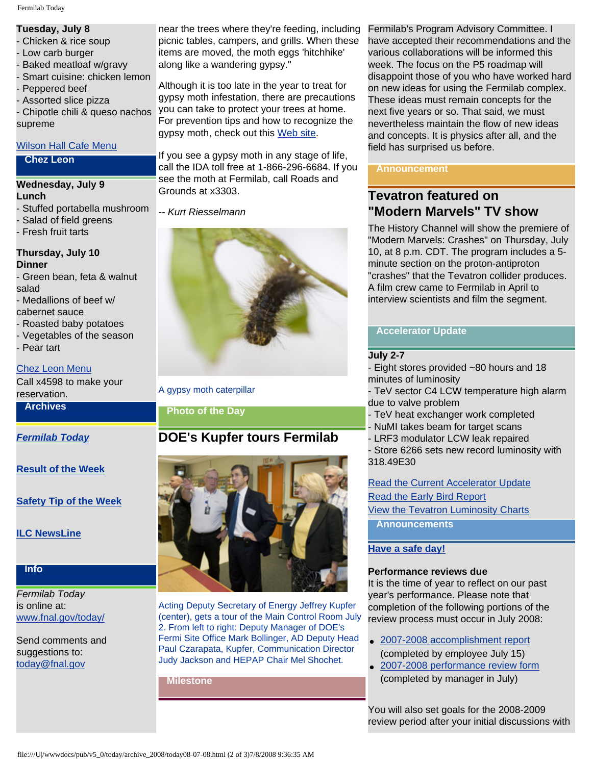**Tuesday, July 8**
- Chicken & rice soup
- Low carb burger
- Baked meatloaf w/gravy
- Smart cuisine: chicken lemon
- Peppered beef
- Assorted slice pizza
- Chipotle chili & queso nachos supreme

Wilson Hall Cafe Menu

## Chez Leon

**Wednesday, July 9**
**Lunch**
- Stuffed portabella mushroom
- Salad of field greens
- Fresh fruit tarts

**Thursday, July 10**
**Dinner**
- Green bean, feta & walnut salad
- Medallions of beef w/ cabernet sauce
- Roasted baby potatoes
- Vegetables of the season
- Pear tart

Chez Leon Menu
Call x4598 to make your reservation.

## Archives

***Fermilab Today***

**Result of the Week**

**Safety Tip of the Week**

**ILC NewsLine**

## Info

*Fermilab Today* is online at:
www.fnal.gov/today/

Send comments and suggestions to:
today@fnal.gov

near the trees where they're feeding, including picnic tables, campers, and grills. When these items are moved, the moth eggs 'hitchhike' along like a wandering gypsy."

Although it is too late in the year to treat for gypsy moth infestation, there are precautions you can take to protect your trees at home. For prevention tips and how to recognize the gypsy moth, check out this Web site.

If you see a gypsy moth in any stage of life, call the IDA toll free at 1-866-296-6684. If you see the moth at Fermilab, call Roads and Grounds at x3303.

*-- Kurt Riesselmann*

A gypsy moth caterpillar

## Photo of the Day

## DOE's Kupfer tours Fermilab

Acting Deputy Secretary of Energy Jeffrey Kupfer (center), gets a tour of the Main Control Room July 2. From left to right: Deputy Manager of DOE's Fermi Site Office Mark Bollinger, AD Deputy Head Paul Czarapata, Kupfer, Communication Director Judy Jackson and HEPAP Chair Mel Shochet.

## Milestone

Fermilab's Program Advisory Committee. I have accepted their recommendations and the various collaborations will be informed this week. The focus on the P5 roadmap will disappoint those of you who have worked hard on new ideas for using the Fermilab complex. These ideas must remain concepts for the next five years or so. That said, we must nevertheless maintain the flow of new ideas and concepts. It is physics after all, and the field has surprised us before.

## Announcement

## Tevatron featured on "Modern Marvels" TV show

The History Channel will show the premiere of "Modern Marvels: Crashes" on Thursday, July 10, at 8 p.m. CDT. The program includes a 5-minute section on the proton-antiproton "crashes" that the Tevatron collider produces. A film crew came to Fermilab in April to interview scientists and film the segment.

## Accelerator Update

**July 2-7**
- Eight stores provided ~80 hours and 18 minutes of luminosity
- TeV sector C4 LCW temperature high alarm due to valve problem
- TeV heat exchanger work completed
- NuMI takes beam for target scans
- LRF3 modulator LCW leak repaired
- Store 6266 sets new record luminosity with 318.49E30

Read the Current Accelerator Update
Read the Early Bird Report
View the Tevatron Luminosity Charts

## Announcements

**Have a safe day!**

**Performance reviews due**
It is the time of year to reflect on our past year's performance. Please note that completion of the following portions of the review process must occur in July 2008:

- 2007-2008 accomplishment report (completed by employee July 15)
- 2007-2008 performance review form (completed by manager in July)

You will also set goals for the 2008-2009 review period after your initial discussions with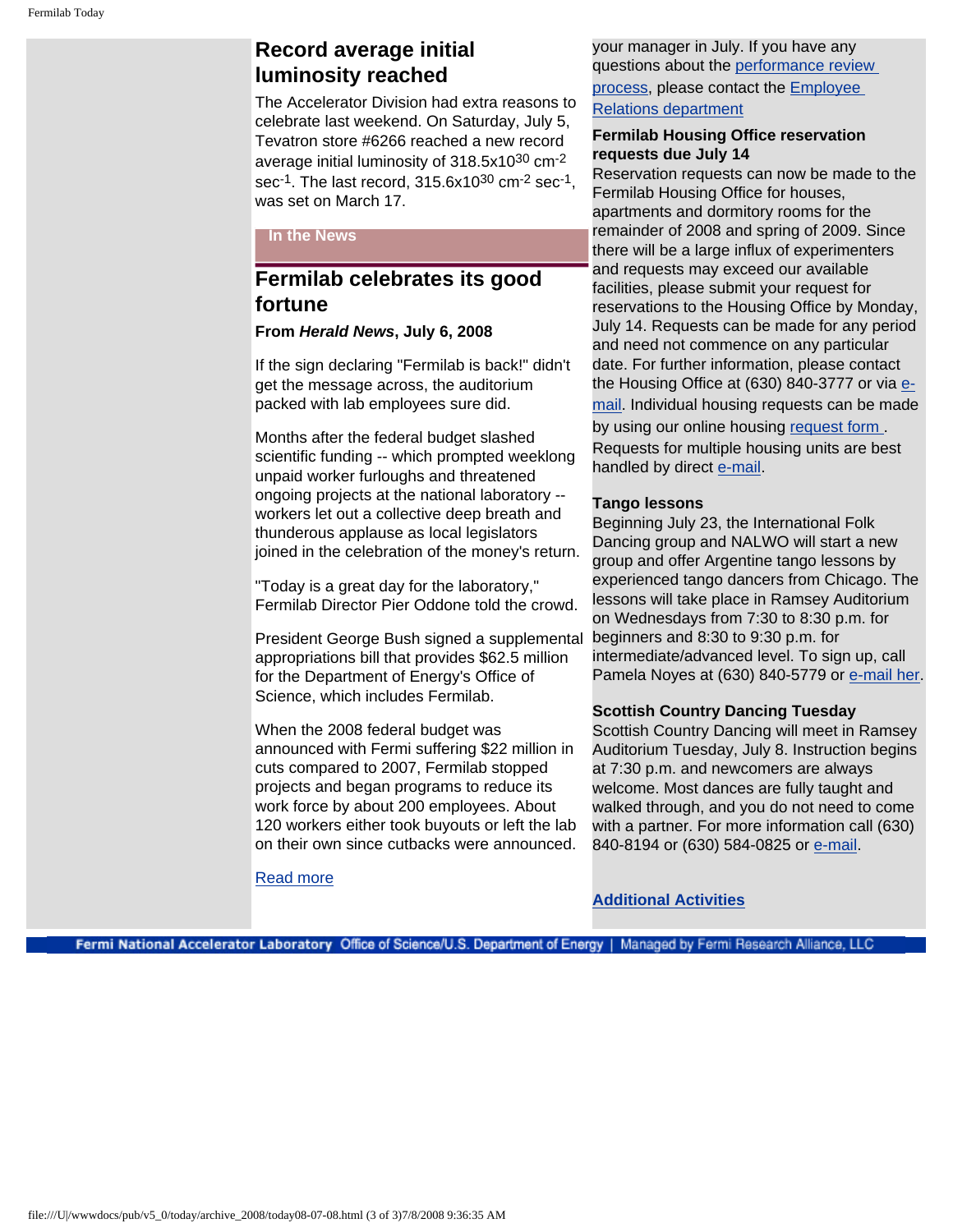## Record average initial luminosity reached

The Accelerator Division had extra reasons to celebrate last weekend. On Saturday, July 5, Tevatron store #6266 reached a new record average initial luminosity of 318.5x$10^{30}$ $cm^{-2}$ $sec^{-1}$. The last record, 315.6x$10^{30}$ $cm^{-2}$ $sec^{-1}$, was set on March 17.

**In the News**

## Fermilab celebrates its good fortune

**From *Herald News*, July 6, 2008**

If the sign declaring "Fermilab is back!" didn't get the message across, the auditorium packed with lab employees sure did.

Months after the federal budget slashed scientific funding -- which prompted weeklong unpaid worker furloughs and threatened ongoing projects at the national laboratory -- workers let out a collective deep breath and thunderous applause as local legislators joined in the celebration of the money's return.

"Today is a great day for the laboratory," Fermilab Director Pier Oddone told the crowd.

President George Bush signed a supplemental appropriations bill that provides $62.5 million for the Department of Energy's Office of Science, which includes Fermilab.

When the 2008 federal budget was announced with Fermi suffering $22 million in cuts compared to 2007, Fermilab stopped projects and began programs to reduce its work force by about 200 employees. About 120 workers either took buyouts or left the lab on their own since cutbacks were announced.

Read more

your manager in July. If you have any questions about the performance review process, please contact the Employee Relations department

**Fermilab Housing Office reservation requests due July 14**

Reservation requests can now be made to the Fermilab Housing Office for houses, apartments and dormitory rooms for the remainder of 2008 and spring of 2009. Since there will be a large influx of experimenters and requests may exceed our available facilities, please submit your request for reservations to the Housing Office by Monday, July 14. Requests can be made for any period and need not commence on any particular date. For further information, please contact the Housing Office at (630) 840-3777 or via e-mail. Individual housing requests can be made by using our online housing request form . Requests for multiple housing units are best handled by direct e-mail.

**Tango lessons**

Beginning July 23, the International Folk Dancing group and NALWO will start a new group and offer Argentine tango lessons by experienced tango dancers from Chicago. The lessons will take place in Ramsey Auditorium on Wednesdays from 7:30 to 8:30 p.m. for beginners and 8:30 to 9:30 p.m. for intermediate/advanced level. To sign up, call Pamela Noyes at (630) 840-5779 or e-mail her.

**Scottish Country Dancing Tuesday**

Scottish Country Dancing will meet in Ramsey Auditorium Tuesday, July 8. Instruction begins at 7:30 p.m. and newcomers are always welcome. Most dances are fully taught and walked through, and you do not need to come with a partner. For more information call (630) 840-8194 or (630) 584-0825 or e-mail.

**Additional Activities**

Fermi National Accelerator Laboratory Office of Science/U.S. Department of Energy | Managed by Fermi Research Alliance, LLC